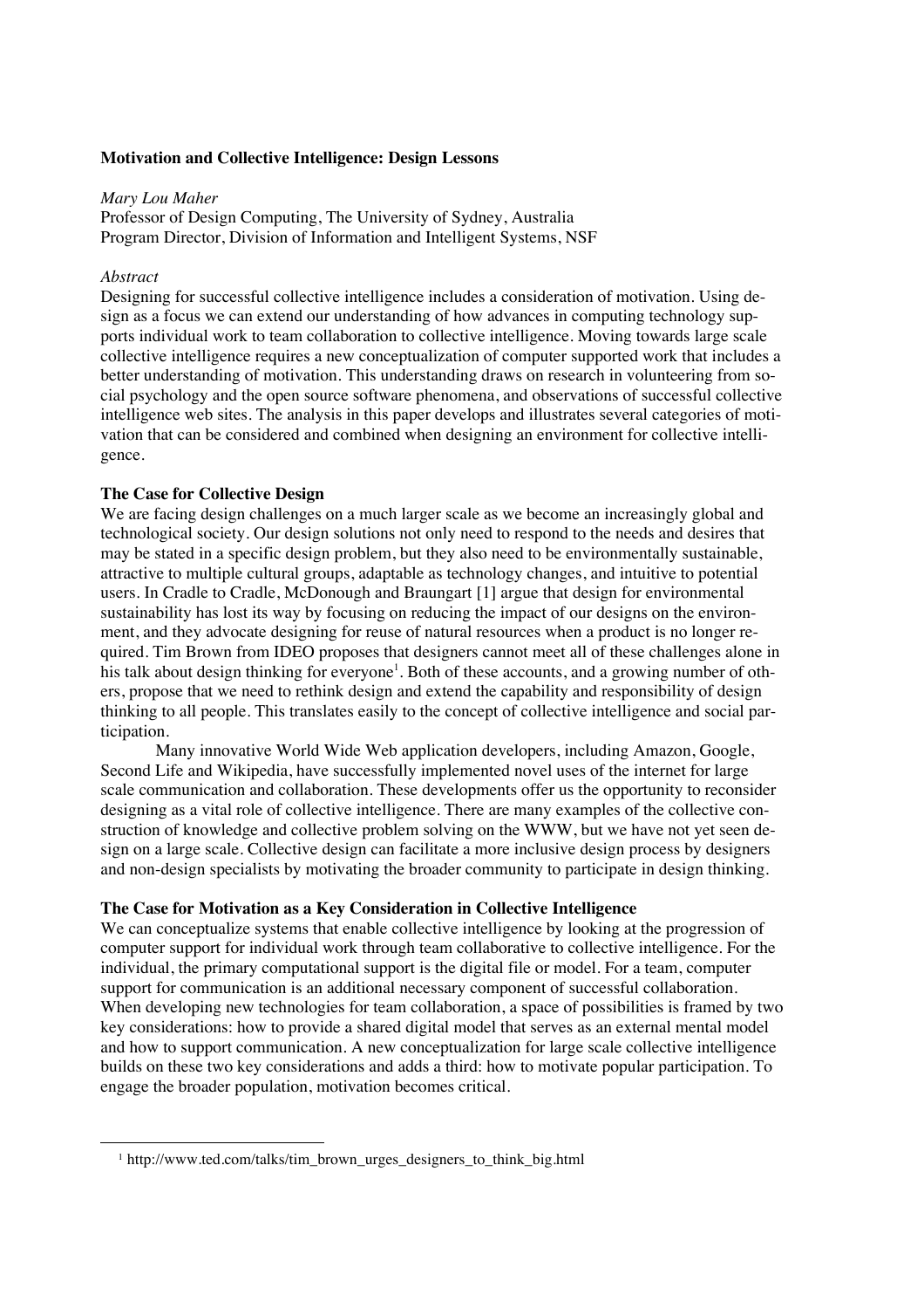# Motivation and Collective Intelligence: Design Lessons

*Mary Lou Maher*
Professor of Design Computing, The University of Sydney, Australia
Program Director, Division of Information and Intelligent Systems, NSF

*Abstract*

Designing for successful collective intelligence includes a consideration of motivation. Using design as a focus we can extend our understanding of how advances in computing technology supports individual work to team collaboration to collective intelligence. Moving towards large scale collective intelligence requires a new conceptualization of computer supported work that includes a better understanding of motivation. This understanding draws on research in volunteering from social psychology and the open source software phenomena, and observations of successful collective intelligence web sites. The analysis in this paper develops and illustrates several categories of motivation that can be considered and combined when designing an environment for collective intelligence.

## The Case for Collective Design

We are facing design challenges on a much larger scale as we become an increasingly global and technological society. Our design solutions not only need to respond to the needs and desires that may be stated in a specific design problem, but they also need to be environmentally sustainable, attractive to multiple cultural groups, adaptable as technology changes, and intuitive to potential users. In Cradle to Cradle, McDonough and Braungart [1] argue that design for environmental sustainability has lost its way by focusing on reducing the impact of our designs on the environment, and they advocate designing for reuse of natural resources when a product is no longer required. Tim Brown from IDEO proposes that designers cannot meet all of these challenges alone in his talk about design thinking for everyone[1]. Both of these accounts, and a growing number of others, propose that we need to rethink design and extend the capability and responsibility of design thinking to all people. This translates easily to the concept of collective intelligence and social participation.

Many innovative World Wide Web application developers, including Amazon, Google, Second Life and Wikipedia, have successfully implemented novel uses of the internet for large scale communication and collaboration. These developments offer us the opportunity to reconsider designing as a vital role of collective intelligence. There are many examples of the collective construction of knowledge and collective problem solving on the WWW, but we have not yet seen design on a large scale. Collective design can facilitate a more inclusive design process by designers and non-design specialists by motivating the broader community to participate in design thinking.

## The Case for Motivation as a Key Consideration in Collective Intelligence

We can conceptualize systems that enable collective intelligence by looking at the progression of computer support for individual work through team collaborative to collective intelligence. For the individual, the primary computational support is the digital file or model. For a team, computer support for communication is an additional necessary component of successful collaboration. When developing new technologies for team collaboration, a space of possibilities is framed by two key considerations: how to provide a shared digital model that serves as an external mental model and how to support communication. A new conceptualization for large scale collective intelligence builds on these two key considerations and adds a third: how to motivate popular participation. To engage the broader population, motivation becomes critical.

---

[1] http://www.ted.com/talks/tim_brown_urges_designers_to_think_big.html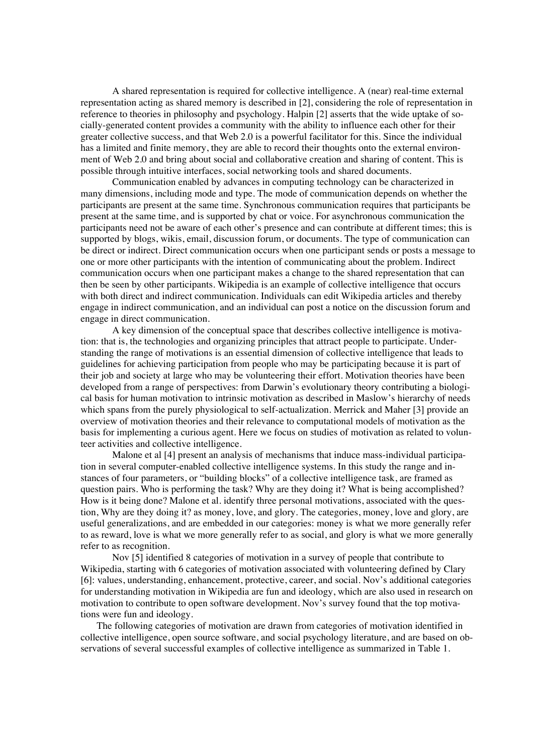A shared representation is required for collective intelligence. A (near) real-time external representation acting as shared memory is described in [2], considering the role of representation in reference to theories in philosophy and psychology. Halpin [2] asserts that the wide uptake of socially-generated content provides a community with the ability to influence each other for their greater collective success, and that Web 2.0 is a powerful facilitator for this. Since the individual has a limited and finite memory, they are able to record their thoughts onto the external environment of Web 2.0 and bring about social and collaborative creation and sharing of content. This is possible through intuitive interfaces, social networking tools and shared documents.

Communication enabled by advances in computing technology can be characterized in many dimensions, including mode and type. The mode of communication depends on whether the participants are present at the same time. Synchronous communication requires that participants be present at the same time, and is supported by chat or voice. For asynchronous communication the participants need not be aware of each other's presence and can contribute at different times; this is supported by blogs, wikis, email, discussion forum, or documents. The type of communication can be direct or indirect. Direct communication occurs when one participant sends or posts a message to one or more other participants with the intention of communicating about the problem. Indirect communication occurs when one participant makes a change to the shared representation that can then be seen by other participants. Wikipedia is an example of collective intelligence that occurs with both direct and indirect communication. Individuals can edit Wikipedia articles and thereby engage in indirect communication, and an individual can post a notice on the discussion forum and engage in direct communication.

A key dimension of the conceptual space that describes collective intelligence is motivation: that is, the technologies and organizing principles that attract people to participate. Understanding the range of motivations is an essential dimension of collective intelligence that leads to guidelines for achieving participation from people who may be participating because it is part of their job and society at large who may be volunteering their effort. Motivation theories have been developed from a range of perspectives: from Darwin's evolutionary theory contributing a biological basis for human motivation to intrinsic motivation as described in Maslow's hierarchy of needs which spans from the purely physiological to self-actualization. Merrick and Maher [3] provide an overview of motivation theories and their relevance to computational models of motivation as the basis for implementing a curious agent. Here we focus on studies of motivation as related to volunteer activities and collective intelligence.

Malone et al [4] present an analysis of mechanisms that induce mass-individual participation in several computer-enabled collective intelligence systems. In this study the range and instances of four parameters, or "building blocks" of a collective intelligence task, are framed as question pairs. Who is performing the task? Why are they doing it? What is being accomplished? How is it being done? Malone et al. identify three personal motivations, associated with the question, Why are they doing it? as money, love, and glory. The categories, money, love and glory, are useful generalizations, and are embedded in our categories: money is what we more generally refer to as reward, love is what we more generally refer to as social, and glory is what we more generally refer to as recognition.

Nov [5] identified 8 categories of motivation in a survey of people that contribute to Wikipedia, starting with 6 categories of motivation associated with volunteering defined by Clary [6]: values, understanding, enhancement, protective, career, and social. Nov's additional categories for understanding motivation in Wikipedia are fun and ideology, which are also used in research on motivation to contribute to open software development. Nov's survey found that the top motivations were fun and ideology.

The following categories of motivation are drawn from categories of motivation identified in collective intelligence, open source software, and social psychology literature, and are based on observations of several successful examples of collective intelligence as summarized in Table 1.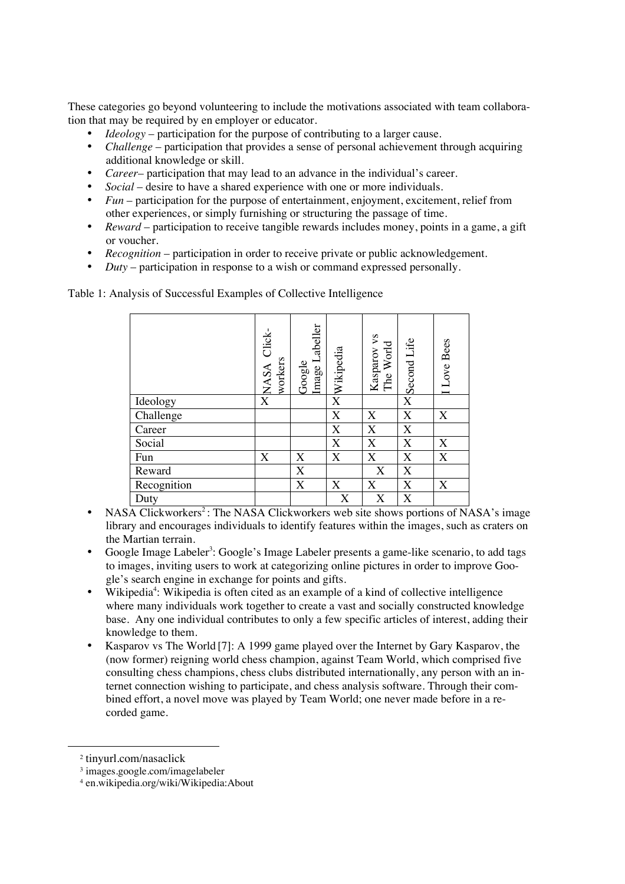These categories go beyond volunteering to include the motivations associated with team collaboration that may be required by en employer or educator.

- *Ideology* – participation for the purpose of contributing to a larger cause.
- *Challenge* – participation that provides a sense of personal achievement through acquiring additional knowledge or skill.
- *Career*– participation that may lead to an advance in the individual's career.
- *Social* – desire to have a shared experience with one or more individuals.
- *Fun* – participation for the purpose of entertainment, enjoyment, excitement, relief from other experiences, or simply furnishing or structuring the passage of time.
- *Reward* – participation to receive tangible rewards includes money, points in a game, a gift or voucher.
- *Recognition* – participation in order to receive private or public acknowledgement.
- *Duty* – participation in response to a wish or command expressed personally.

Table 1: Analysis of Successful Examples of Collective Intelligence

| | NASA Click-workers | Google Image Labeller | Wikipedia | Kasparov vs The World | Second Life | I Love Bees |
|---|---|---|---|---|---|---|
| Ideology | X | | X | | X | |
| Challenge | | | X | X | X | X |
| Career | | | X | X | X | |
| Social | | | X | X | X | X |
| Fun | X | X | X | X | X | X |
| Reward | | X | | X | X | |
| Recognition | | X | X | X | X | X |
| Duty | | | X | X | X | |

- NASA Clickworkers[2]: The NASA Clickworkers web site shows portions of NASA's image library and encourages individuals to identify features within the images, such as craters on the Martian terrain.
- Google Image Labeler[3]: Google's Image Labeler presents a game-like scenario, to add tags to images, inviting users to work at categorizing online pictures in order to improve Google's search engine in exchange for points and gifts.
- Wikipedia[4]: Wikipedia is often cited as an example of a kind of collective intelligence where many individuals work together to create a vast and socially constructed knowledge base. Any one individual contributes to only a few specific articles of interest, adding their knowledge to them.
- Kasparov vs The World [7]: A 1999 game played over the Internet by Gary Kasparov, the (now former) reigning world chess champion, against Team World, which comprised five consulting chess champions, chess clubs distributed internationally, any person with an internet connection wishing to participate, and chess analysis software. Through their combined effort, a novel move was played by Team World; one never made before in a recorded game.

[2] tinyurl.com/nasaclick

[3] images.google.com/imagelabeler

[4] en.wikipedia.org/wiki/Wikipedia:About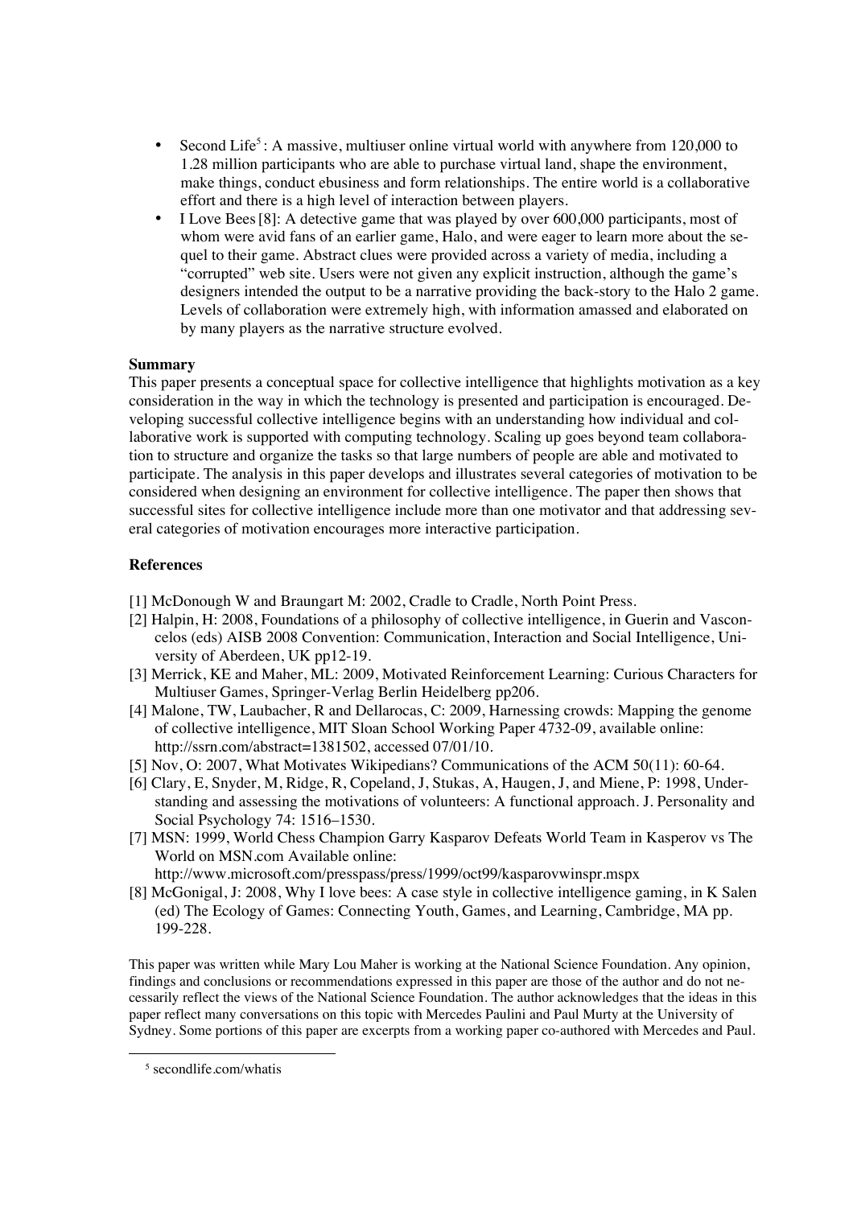- Second Life[5]: A massive, multiuser online virtual world with anywhere from 120,000 to 1.28 million participants who are able to purchase virtual land, shape the environment, make things, conduct ebusiness and form relationships. The entire world is a collaborative effort and there is a high level of interaction between players.
- I Love Bees [8]: A detective game that was played by over 600,000 participants, most of whom were avid fans of an earlier game, Halo, and were eager to learn more about the sequel to their game. Abstract clues were provided across a variety of media, including a "corrupted" web site. Users were not given any explicit instruction, although the game's designers intended the output to be a narrative providing the back-story to the Halo 2 game. Levels of collaboration were extremely high, with information amassed and elaborated on by many players as the narrative structure evolved.

**Summary**

This paper presents a conceptual space for collective intelligence that highlights motivation as a key consideration in the way in which the technology is presented and participation is encouraged. Developing successful collective intelligence begins with an understanding how individual and collaborative work is supported with computing technology. Scaling up goes beyond team collaboration to structure and organize the tasks so that large numbers of people are able and motivated to participate. The analysis in this paper develops and illustrates several categories of motivation to be considered when designing an environment for collective intelligence. The paper then shows that successful sites for collective intelligence include more than one motivator and that addressing several categories of motivation encourages more interactive participation.

**References**

[1] McDonough W and Braungart M: 2002, Cradle to Cradle, North Point Press.

[2] Halpin, H: 2008, Foundations of a philosophy of collective intelligence, in Guerin and Vasconcelos (eds) AISB 2008 Convention: Communication, Interaction and Social Intelligence, University of Aberdeen, UK pp12-19.

[3] Merrick, KE and Maher, ML: 2009, Motivated Reinforcement Learning: Curious Characters for Multiuser Games, Springer-Verlag Berlin Heidelberg pp206.

[4] Malone, TW, Laubacher, R and Dellarocas, C: 2009, Harnessing crowds: Mapping the genome of collective intelligence, MIT Sloan School Working Paper 4732-09, available online: http://ssrn.com/abstract=1381502, accessed 07/01/10.

[5] Nov, O: 2007, What Motivates Wikipedians? Communications of the ACM 50(11): 60-64.

[6] Clary, E, Snyder, M, Ridge, R, Copeland, J, Stukas, A, Haugen, J, and Miene, P: 1998, Understanding and assessing the motivations of volunteers: A functional approach. J. Personality and Social Psychology 74: 1516–1530.

[7] MSN: 1999, World Chess Champion Garry Kasparov Defeats World Team in Kasperov vs The World on MSN.com Available online: http://www.microsoft.com/presspass/press/1999/oct99/kasparovwinspr.mspx

[8] McGonigal, J: 2008, Why I love bees: A case style in collective intelligence gaming, in K Salen (ed) The Ecology of Games: Connecting Youth, Games, and Learning, Cambridge, MA pp. 199-228.

This paper was written while Mary Lou Maher is working at the National Science Foundation. Any opinion, findings and conclusions or recommendations expressed in this paper are those of the author and do not necessarily reflect the views of the National Science Foundation. The author acknowledges that the ideas in this paper reflect many conversations on this topic with Mercedes Paulini and Paul Murty at the University of Sydney. Some portions of this paper are excerpts from a working paper co-authored with Mercedes and Paul.

[5] secondlife.com/whatis